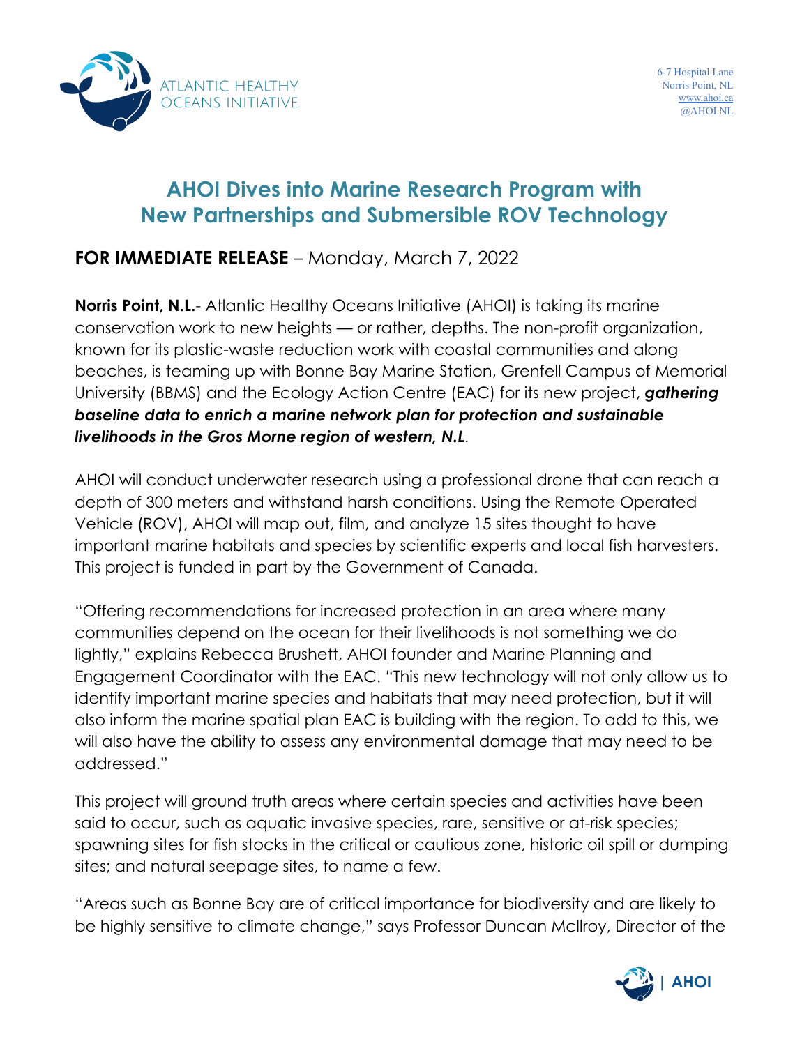ATLANTIC HEALTHY OCEANS INITIATIVE

6-7 Hospital Lane
Norris Point, NL
www.ahoi.ca
@AHOI.NL

# AHOI Dives into Marine Research Program with New Partnerships and Submersible ROV Technology

**FOR IMMEDIATE RELEASE** – Monday, March 7, 2022

**Norris Point, N.L.**- Atlantic Healthy Oceans Initiative (AHOI) is taking its marine conservation work to new heights — or rather, depths. The non-profit organization, known for its plastic-waste reduction work with coastal communities and along beaches, is teaming up with Bonne Bay Marine Station, Grenfell Campus of Memorial University (BBMS) and the Ecology Action Centre (EAC) for its new project, ***gathering baseline data to enrich a marine network plan for protection and sustainable livelihoods in the Gros Morne region of western, N.L***.

AHOI will conduct underwater research using a professional drone that can reach a depth of 300 meters and withstand harsh conditions. Using the Remote Operated Vehicle (ROV), AHOI will map out, film, and analyze 15 sites thought to have important marine habitats and species by scientific experts and local fish harvesters. This project is funded in part by the Government of Canada.

"Offering recommendations for increased protection in an area where many communities depend on the ocean for their livelihoods is not something we do lightly," explains Rebecca Brushett, AHOI founder and Marine Planning and Engagement Coordinator with the EAC. "This new technology will not only allow us to identify important marine species and habitats that may need protection, but it will also inform the marine spatial plan EAC is building with the region. To add to this, we will also have the ability to assess any environmental damage that may need to be addressed."

This project will ground truth areas where certain species and activities have been said to occur, such as aquatic invasive species, rare, sensitive or at-risk species; spawning sites for fish stocks in the critical or cautious zone, historic oil spill or dumping sites; and natural seepage sites, to name a few.

"Areas such as Bonne Bay are of critical importance for biodiversity and are likely to be highly sensitive to climate change," says Professor Duncan McIlroy, Director of the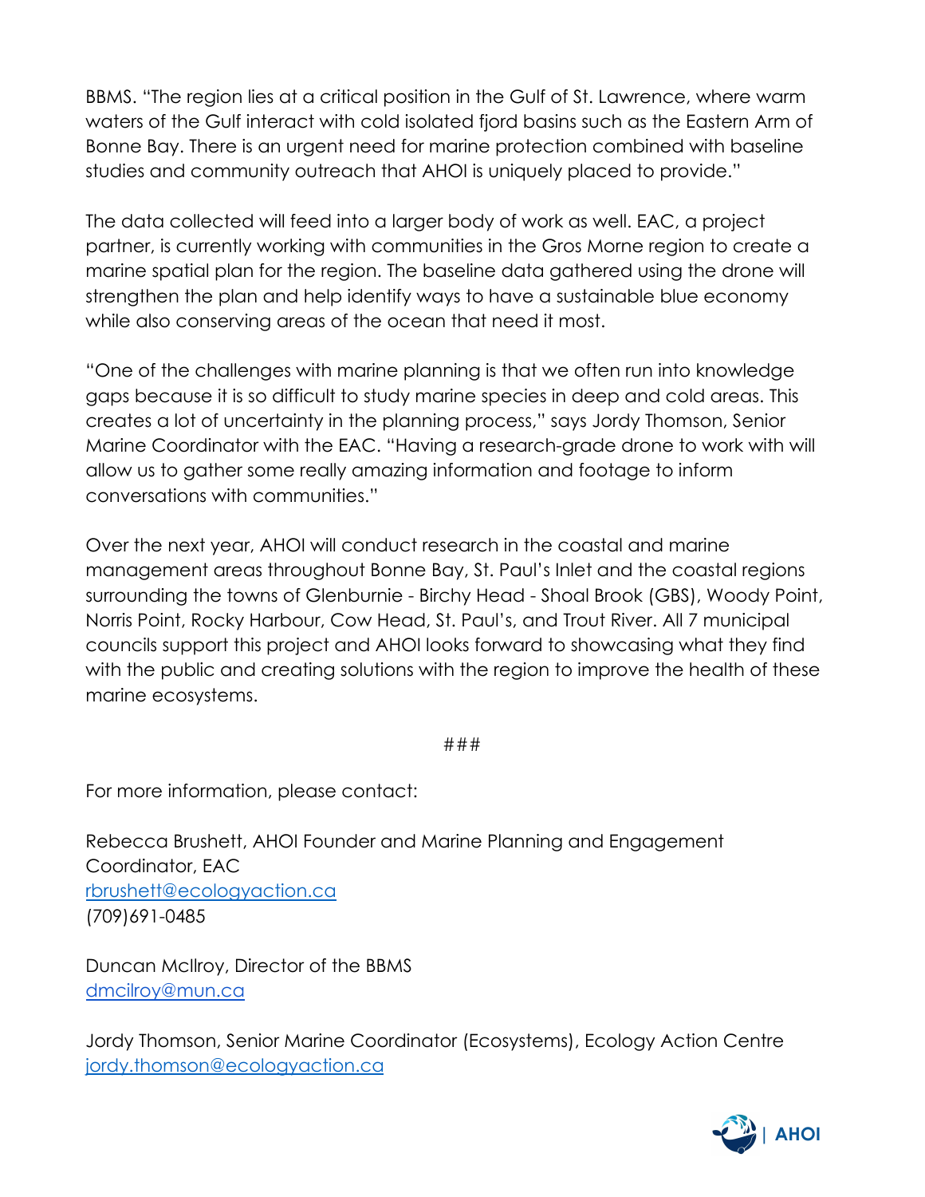BBMS. "The region lies at a critical position in the Gulf of St. Lawrence, where warm waters of the Gulf interact with cold isolated fjord basins such as the Eastern Arm of Bonne Bay. There is an urgent need for marine protection combined with baseline studies and community outreach that AHOI is uniquely placed to provide."

The data collected will feed into a larger body of work as well. EAC, a project partner, is currently working with communities in the Gros Morne region to create a marine spatial plan for the region. The baseline data gathered using the drone will strengthen the plan and help identify ways to have a sustainable blue economy while also conserving areas of the ocean that need it most.

"One of the challenges with marine planning is that we often run into knowledge gaps because it is so difficult to study marine species in deep and cold areas. This creates a lot of uncertainty in the planning process," says Jordy Thomson, Senior Marine Coordinator with the EAC. "Having a research-grade drone to work with will allow us to gather some really amazing information and footage to inform conversations with communities."

Over the next year, AHOI will conduct research in the coastal and marine management areas throughout Bonne Bay, St. Paul's Inlet and the coastal regions surrounding the towns of Glenburnie - Birchy Head - Shoal Brook (GBS), Woody Point, Norris Point, Rocky Harbour, Cow Head, St. Paul's, and Trout River. All 7 municipal councils support this project and AHOI looks forward to showcasing what they find with the public and creating solutions with the region to improve the health of these marine ecosystems.

###

For more information, please contact:

Rebecca Brushett, AHOI Founder and Marine Planning and Engagement Coordinator, EAC
rbrushett@ecologyaction.ca
(709)691-0485

Duncan McIlroy, Director of the BBMS
dmcilroy@mun.ca

Jordy Thomson, Senior Marine Coordinator (Ecosystems), Ecology Action Centre
jordy.thomson@ecologyaction.ca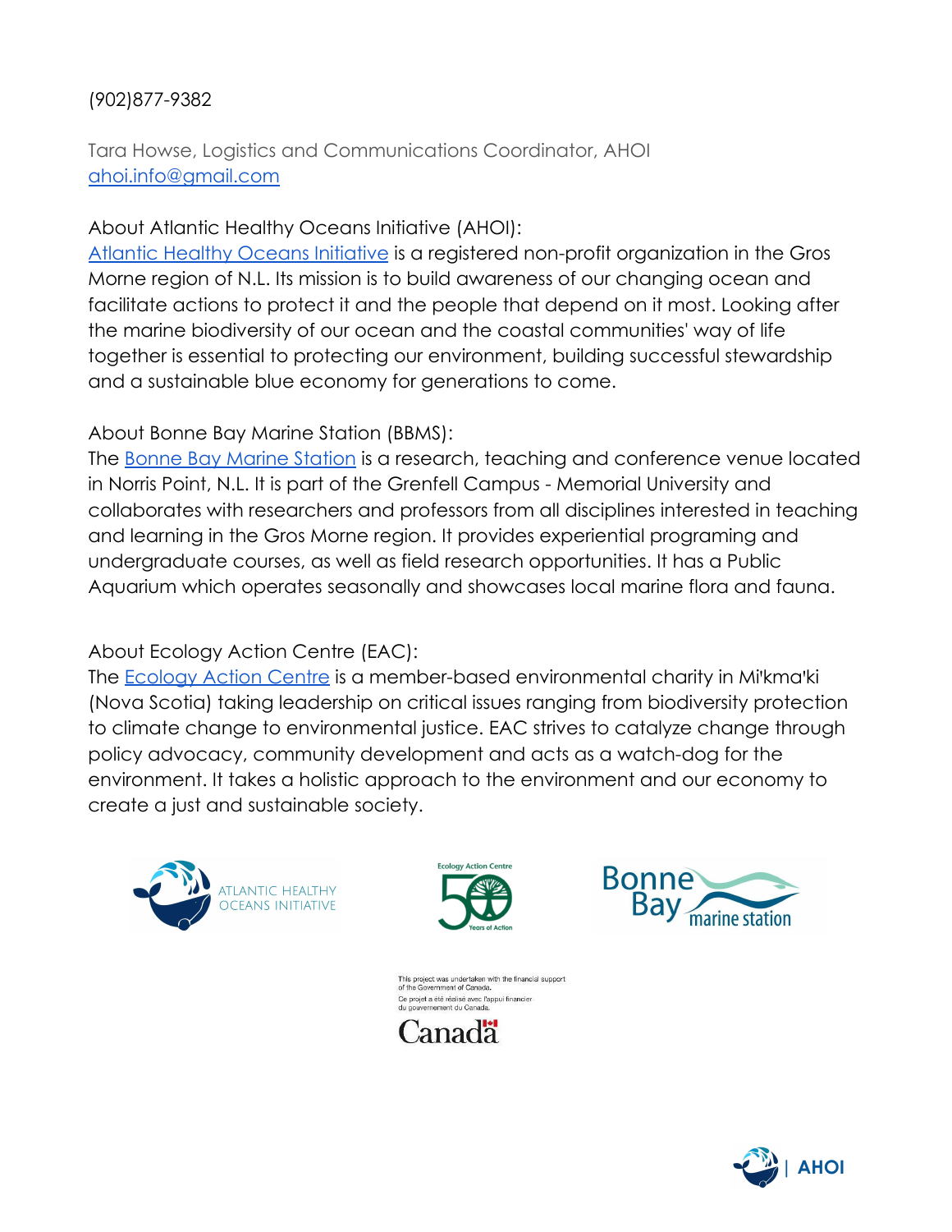(902)877-9382

Tara Howse, Logistics and Communications Coordinator, AHOI
ahoi.info@gmail.com

About Atlantic Healthy Oceans Initiative (AHOI):
Atlantic Healthy Oceans Initiative is a registered non-profit organization in the Gros Morne region of N.L. Its mission is to build awareness of our changing ocean and facilitate actions to protect it and the people that depend on it most. Looking after the marine biodiversity of our ocean and the coastal communities' way of life together is essential to protecting our environment, building successful stewardship and a sustainable blue economy for generations to come.

About Bonne Bay Marine Station (BBMS):
The Bonne Bay Marine Station is a research, teaching and conference venue located in Norris Point, N.L. It is part of the Grenfell Campus - Memorial University and collaborates with researchers and professors from all disciplines interested in teaching and learning in the Gros Morne region. It provides experiential programing and undergraduate courses, as well as field research opportunities. It has a Public Aquarium which operates seasonally and showcases local marine flora and fauna.

About Ecology Action Centre (EAC):
The Ecology Action Centre is a member-based environmental charity in Mi'kma'ki (Nova Scotia) taking leadership on critical issues ranging from biodiversity protection to climate change to environmental justice. EAC strives to catalyze change through policy advocacy, community development and acts as a watch-dog for the environment. It takes a holistic approach to the environment and our economy to create a just and sustainable society.

ATLANTIC HEALTHY OCEANS INITIATIVE

Ecology Action Centre 50 Years of Action

Bonne Bay marine station

This project was undertaken with the financial support of the Government of Canada.
Ce projet a été réalisé avec l'appui financier du gouvernement du Canada.

Canada